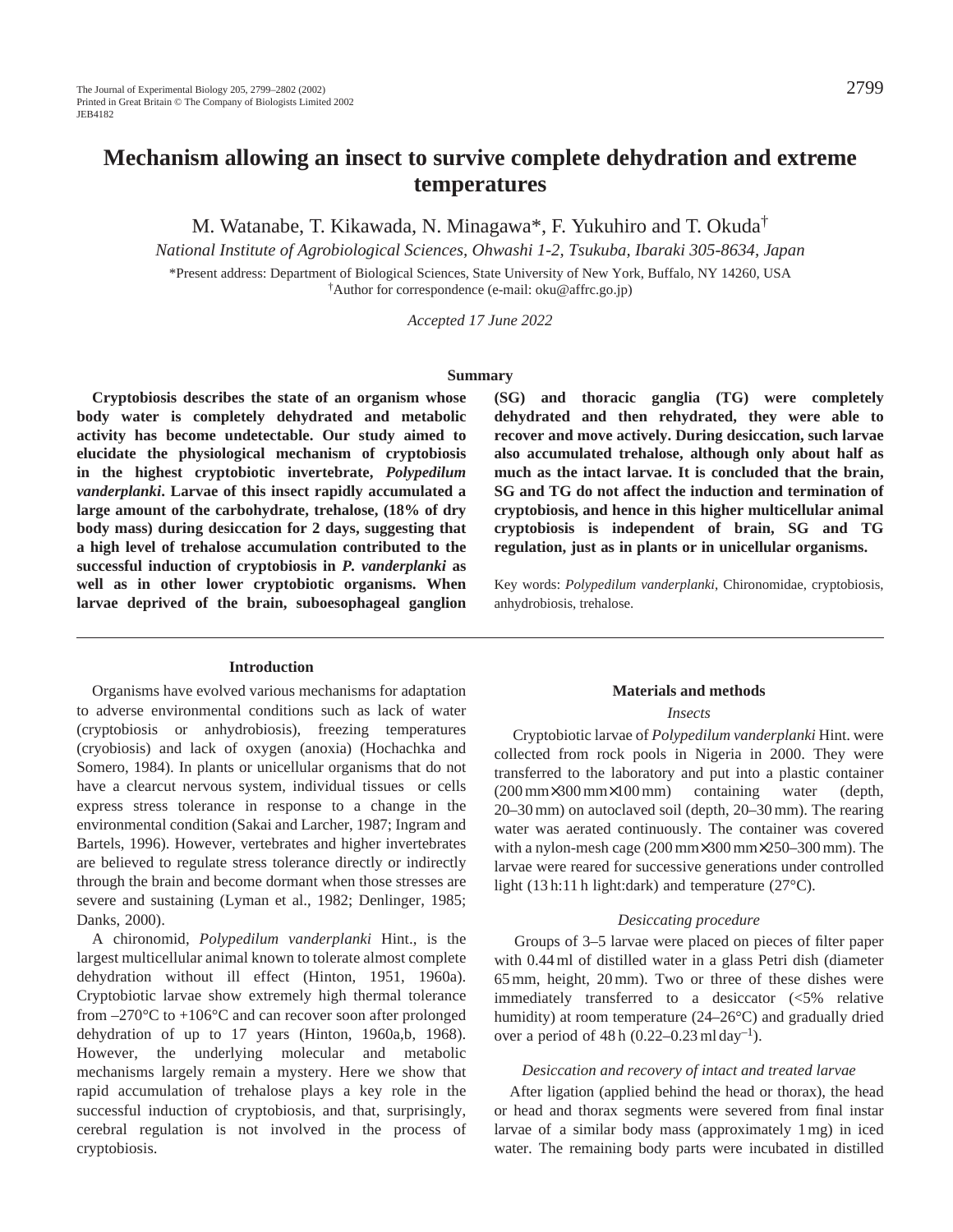# Mechanism allowing an insect to survive complete dehydration and extreme temperatures

M. Watanabe, T. Kikawada, N. Minagawa*, F. Yukuhiro and T. Okuda†

*National Institute of Agrobiological Sciences, Ohwashi 1-2, Tsukuba, Ibaraki 305-8634, Japan*

*Present address: Department of Biological Sciences, State University of New York, Buffalo, NY 14260, USA
†Author for correspondence (e-mail: oku@affrc.go.jp)

*Accepted 17 June 2022*

## Summary

**Cryptobiosis describes the state of an organism whose body water is completely dehydrated and metabolic activity has become undetectable. Our study aimed to elucidate the physiological mechanism of cryptobiosis in the highest cryptobiotic invertebrate, *Polypedilum vanderplanki*. Larvae of this insect rapidly accumulated a large amount of the carbohydrate, trehalose, (18% of dry body mass) during desiccation for 2 days, suggesting that a high level of trehalose accumulation contributed to the successful induction of cryptobiosis in *P. vanderplanki* as well as in other lower cryptobiotic organisms. When larvae deprived of the brain, suboesophageal ganglion (SG) and thoracic ganglia (TG) were completely dehydrated and then rehydrated, they were able to recover and move actively. During desiccation, such larvae also accumulated trehalose, although only about half as much as the intact larvae. It is concluded that the brain, SG and TG do not affect the induction and termination of cryptobiosis, and hence in this higher multicellular animal cryptobiosis is independent of brain, SG and TG regulation, just as in plants or in unicellular organisms.**

Key words: *Polypedilum vanderplanki*, Chironomidae, cryptobiosis, anhydrobiosis, trehalose.

## Introduction

Organisms have evolved various mechanisms for adaptation to adverse environmental conditions such as lack of water (cryptobiosis or anhydrobiosis), freezing temperatures (cryobiosis) and lack of oxygen (anoxia) (Hochachka and Somero, 1984). In plants or unicellular organisms that do not have a clearcut nervous system, individual tissues or cells express stress tolerance in response to a change in the environmental condition (Sakai and Larcher, 1987; Ingram and Bartels, 1996). However, vertebrates and higher invertebrates are believed to regulate stress tolerance directly or indirectly through the brain and become dormant when those stresses are severe and sustaining (Lyman et al., 1982; Denlinger, 1985; Danks, 2000).

A chironomid, *Polypedilum vanderplanki* Hint., is the largest multicellular animal known to tolerate almost complete dehydration without ill effect (Hinton, 1951, 1960a). Cryptobiotic larvae show extremely high thermal tolerance from –270°C to +106°C and can recover soon after prolonged dehydration of up to 17 years (Hinton, 1960a,b, 1968). However, the underlying molecular and metabolic mechanisms largely remain a mystery. Here we show that rapid accumulation of trehalose plays a key role in the successful induction of cryptobiosis, and that, surprisingly, cerebral regulation is not involved in the process of cryptobiosis.

## Materials and methods

### *Insects*

Cryptobiotic larvae of *Polypedilum vanderplanki* Hint. were collected from rock pools in Nigeria in 2000. They were transferred to the laboratory and put into a plastic container (200 mm×300 mm×100 mm) containing water (depth, 20–30 mm) on autoclaved soil (depth, 20–30 mm). The rearing water was aerated continuously. The container was covered with a nylon-mesh cage (200 mm×300 mm×250–300 mm). The larvae were reared for successive generations under controlled light (13 h:11 h light:dark) and temperature (27°C).

### *Desiccating procedure*

Groups of 3–5 larvae were placed on pieces of filter paper with 0.44 ml of distilled water in a glass Petri dish (diameter 65 mm, height, 20 mm). Two or three of these dishes were immediately transferred to a desiccator (<5% relative humidity) at room temperature (24–26°C) and gradually dried over a period of 48 h (0.22–0.23 ml day$^{-1}$).

### *Desiccation and recovery of intact and treated larvae*

After ligation (applied behind the head or thorax), the head or head and thorax segments were severed from final instar larvae of a similar body mass (approximately 1 mg) in iced water. The remaining body parts were incubated in distilled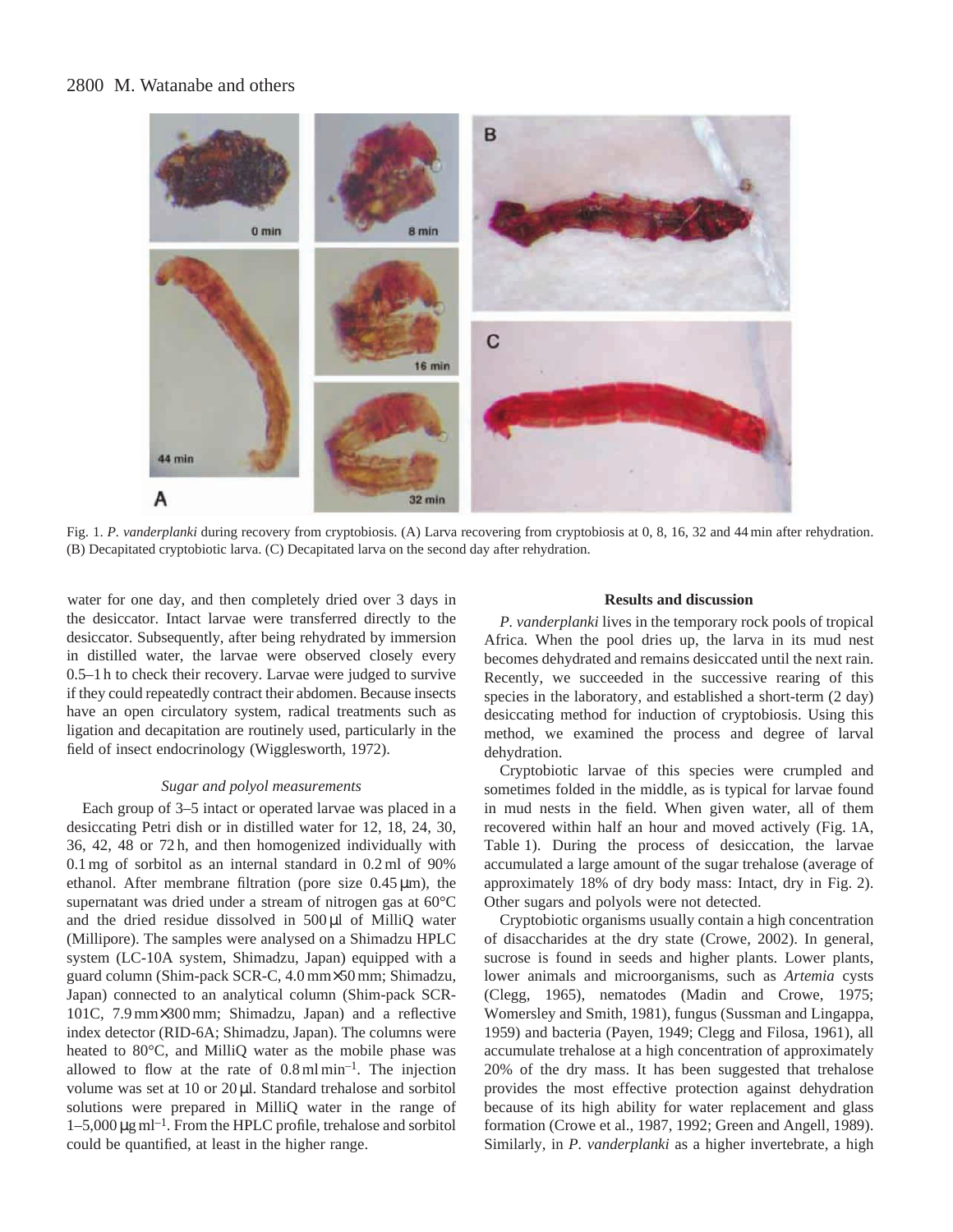Fig. 1. *P. vanderplanki* during recovery from cryptobiosis. (A) Larva recovering from cryptobiosis at 0, 8, 16, 32 and 44 min after rehydration. (B) Decapitated cryptobiotic larva. (C) Decapitated larva on the second day after rehydration.

water for one day, and then completely dried over 3 days in the desiccator. Intact larvae were transferred directly to the desiccator. Subsequently, after being rehydrated by immersion in distilled water, the larvae were observed closely every 0.5–1 h to check their recovery. Larvae were judged to survive if they could repeatedly contract their abdomen. Because insects have an open circulatory system, radical treatments such as ligation and decapitation are routinely used, particularly in the field of insect endocrinology (Wigglesworth, 1972).

### *Sugar and polyol measurements*

Each group of 3–5 intact or operated larvae was placed in a desiccating Petri dish or in distilled water for 12, 18, 24, 30, 36, 42, 48 or 72 h, and then homogenized individually with 0.1 mg of sorbitol as an internal standard in 0.2 ml of 90% ethanol. After membrane filtration (pore size 0.45 μm), the supernatant was dried under a stream of nitrogen gas at 60°C and the dried residue dissolved in 500 μl of MilliQ water (Millipore). The samples were analysed on a Shimadzu HPLC system (LC-10A system, Shimadzu, Japan) equipped with a guard column (Shim-pack SCR-C, 4.0 mm×50 mm; Shimadzu, Japan) connected to an analytical column (Shim-pack SCR-101C, 7.9 mm×300 mm; Shimadzu, Japan) and a reflective index detector (RID-6A; Shimadzu, Japan). The columns were heated to 80°C, and MilliQ water as the mobile phase was allowed to flow at the rate of 0.8 ml min$^{-1}$. The injection volume was set at 10 or 20 μl. Standard trehalose and sorbitol solutions were prepared in MilliQ water in the range of 1–5,000 μg ml$^{-1}$. From the HPLC profile, trehalose and sorbitol could be quantified, at least in the higher range.

## Results and discussion

*P. vanderplanki* lives in the temporary rock pools of tropical Africa. When the pool dries up, the larva in its mud nest becomes dehydrated and remains desiccated until the next rain. Recently, we succeeded in the successive rearing of this species in the laboratory, and established a short-term (2 day) desiccating method for induction of cryptobiosis. Using this method, we examined the process and degree of larval dehydration.

Cryptobiotic larvae of this species were crumpled and sometimes folded in the middle, as is typical for larvae found in mud nests in the field. When given water, all of them recovered within half an hour and moved actively (Fig. 1A, Table 1). During the process of desiccation, the larvae accumulated a large amount of the sugar trehalose (average of approximately 18% of dry body mass: Intact, dry in Fig. 2). Other sugars and polyols were not detected.

Cryptobiotic organisms usually contain a high concentration of disaccharides at the dry state (Crowe, 2002). In general, sucrose is found in seeds and higher plants. Lower plants, lower animals and microorganisms, such as *Artemia* cysts (Clegg, 1965), nematodes (Madin and Crowe, 1975; Womersley and Smith, 1981), fungus (Sussman and Lingappa, 1959) and bacteria (Payen, 1949; Clegg and Filosa, 1961), all accumulate trehalose at a high concentration of approximately 20% of the dry mass. It has been suggested that trehalose provides the most effective protection against dehydration because of its high ability for water replacement and glass formation (Crowe et al., 1987, 1992; Green and Angell, 1989). Similarly, in *P. vanderplanki* as a higher invertebrate, a high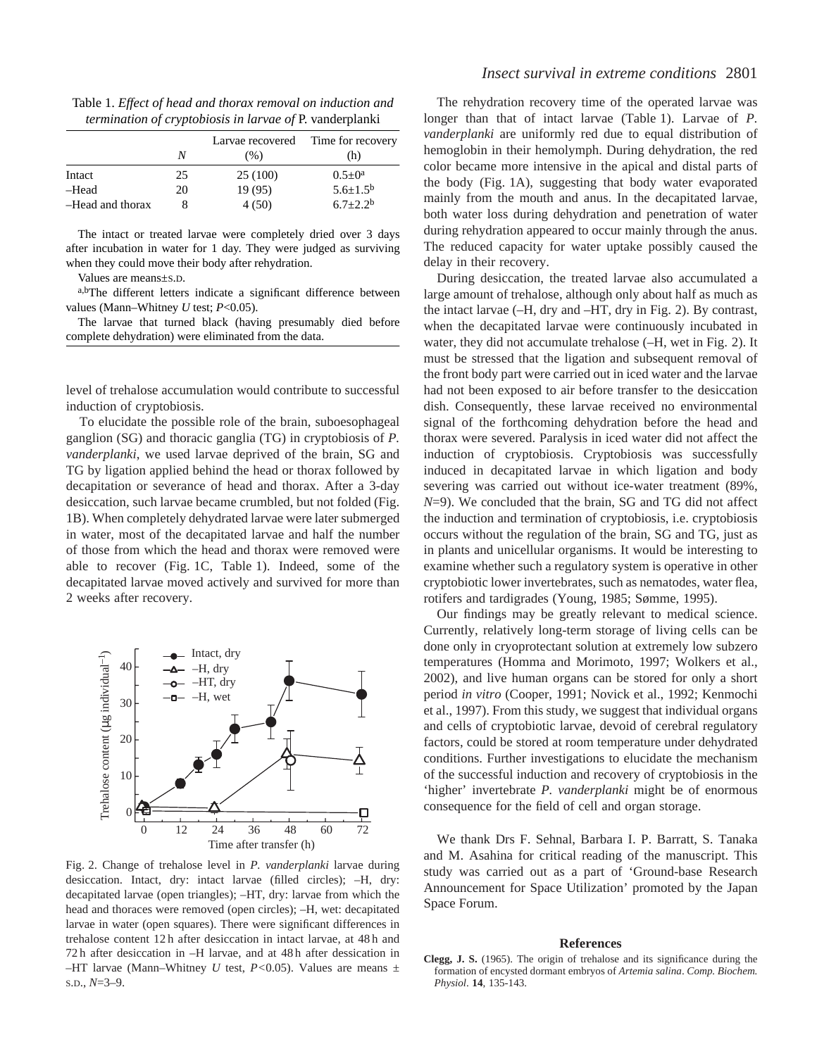Table 1. *Effect of head and thorax removal on induction and termination of cryptobiosis in larvae of* P. vanderplanki

| | N | Larvae recovered (%) | Time for recovery (h) |
|---|---|---|---|
| Intact | 25 | 25 (100) | $0.5±0^{a}$ |
| –Head | 20 | 19 (95) | $5.6±1.5^{b}$ |
| –Head and thorax | 8 | 4 (50) | $6.7±2.2^{b}$ |

The intact or treated larvae were completely dried over 3 days after incubation in water for 1 day. They were judged as surviving when they could move their body after rehydration.

Values are means±S.D.

[a,b]The different letters indicate a significant difference between values (Mann–Whitney *U* test; $P<0.05$).

The larvae that turned black (having presumably died before complete dehydration) were eliminated from the data.

level of trehalose accumulation would contribute to successful induction of cryptobiosis.

To elucidate the possible role of the brain, suboesophageal ganglion (SG) and thoracic ganglia (TG) in cryptobiosis of *P. vanderplanki*, we used larvae deprived of the brain, SG and TG by ligation applied behind the head or thorax followed by decapitation or severance of head and thorax. After a 3-day desiccation, such larvae became crumbled, but not folded (Fig. 1B). When completely dehydrated larvae were later submerged in water, most of the decapitated larvae and half the number of those from which the head and thorax were removed were able to recover (Fig. 1C, Table 1). Indeed, some of the decapitated larvae moved actively and survived for more than 2 weeks after recovery.

Fig. 2. Change of trehalose level in *P. vanderplanki* larvae during desiccation. Intact, dry: intact larvae (filled circles); –H, dry: decapitated larvae (open triangles); –HT, dry: larvae from which the head and thoraces were removed (open circles); –H, wet: decapitated larvae in water (open squares). There were significant differences in trehalose content 12 h after desiccation in intact larvae, at 48 h and 72 h after desiccation in –H larvae, and at 48 h after dessication in –HT larvae (Mann–Whitney *U* test, $P<0.05$). Values are means ± S.D., $N$=3–9.

The rehydration recovery time of the operated larvae was longer than that of intact larvae (Table 1). Larvae of *P. vanderplanki* are uniformly red due to equal distribution of hemoglobin in their hemolymph. During dehydration, the red color became more intensive in the apical and distal parts of the body (Fig. 1A), suggesting that body water evaporated mainly from the mouth and anus. In the decapitated larvae, both water loss during dehydration and penetration of water during rehydration appeared to occur mainly through the anus. The reduced capacity for water uptake possibly caused the delay in their recovery.

During desiccation, the treated larvae also accumulated a large amount of trehalose, although only about half as much as the intact larvae (–H, dry and –HT, dry in Fig. 2). By contrast, when the decapitated larvae were continuously incubated in water, they did not accumulate trehalose (–H, wet in Fig. 2). It must be stressed that the ligation and subsequent removal of the front body part were carried out in iced water and the larvae had not been exposed to air before transfer to the desiccation dish. Consequently, these larvae received no environmental signal of the forthcoming dehydration before the head and thorax were severed. Paralysis in iced water did not affect the induction of cryptobiosis. Cryptobiosis was successfully induced in decapitated larvae in which ligation and body severing was carried out without ice-water treatment (89%, $N$=9). We concluded that the brain, SG and TG did not affect the induction and termination of cryptobiosis, i.e. cryptobiosis occurs without the regulation of the brain, SG and TG, just as in plants and unicellular organisms. It would be interesting to examine whether such a regulatory system is operative in other cryptobiotic lower invertebrates, such as nematodes, water flea, rotifers and tardigrades (Young, 1985; Sømme, 1995).

Our findings may be greatly relevant to medical science. Currently, relatively long-term storage of living cells can be done only in cryoprotectant solution at extremely low subzero temperatures (Homma and Morimoto, 1997; Wolkers et al., 2002), and live human organs can be stored for only a short period *in vitro* (Cooper, 1991; Novick et al., 1992; Kenmochi et al., 1997). From this study, we suggest that individual organs and cells of cryptobiotic larvae, devoid of cerebral regulatory factors, could be stored at room temperature under dehydrated conditions. Further investigations to elucidate the mechanism of the successful induction and recovery of cryptobiosis in the 'higher' invertebrate *P. vanderplanki* might be of enormous consequence for the field of cell and organ storage.

We thank Drs F. Sehnal, Barbara I. P. Barratt, S. Tanaka and M. Asahina for critical reading of the manuscript. This study was carried out as a part of 'Ground-base Research Announcement for Space Utilization' promoted by the Japan Space Forum.

## References

**Clegg, J. S.** (1965). The origin of trehalose and its significance during the formation of encysted dormant embryos of *Artemia salina*. *Comp. Biochem. Physiol.* **14**, 135-143.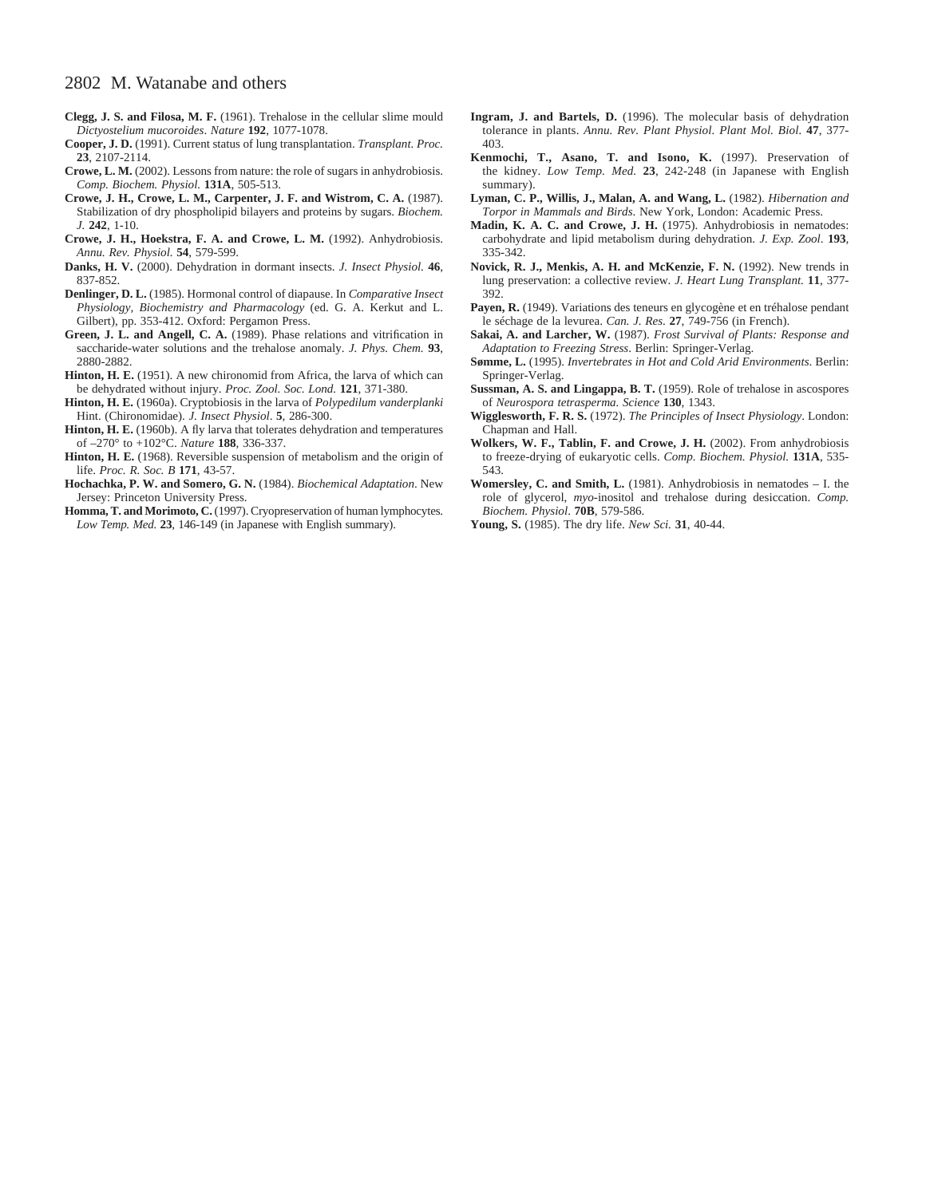**Clegg, J. S. and Filosa, M. F.** (1961). Trehalose in the cellular slime mould *Dictyostelium mucoroides*. *Nature* **192**, 1077-1078.

**Cooper, J. D.** (1991). Current status of lung transplantation. *Transplant. Proc.* **23**, 2107-2114.

**Crowe, L. M.** (2002). Lessons from nature: the role of sugars in anhydrobiosis. *Comp. Biochem. Physiol.* **131A**, 505-513.

**Crowe, J. H., Crowe, L. M., Carpenter, J. F. and Wistrom, C. A.** (1987). Stabilization of dry phospholipid bilayers and proteins by sugars. *Biochem. J.* **242**, 1-10.

**Crowe, J. H., Hoekstra, F. A. and Crowe, L. M.** (1992). Anhydrobiosis. *Annu. Rev. Physiol.* **54**, 579-599.

**Danks, H. V.** (2000). Dehydration in dormant insects. *J. Insect Physiol.* **46**, 837-852.

**Denlinger, D. L.** (1985). Hormonal control of diapause. In *Comparative Insect Physiology, Biochemistry and Pharmacology* (ed. G. A. Kerkut and L. Gilbert), pp. 353-412. Oxford: Pergamon Press.

**Green, J. L. and Angell, C. A.** (1989). Phase relations and vitrification in saccharide-water solutions and the trehalose anomaly. *J. Phys. Chem.* **93**, 2880-2882.

**Hinton, H. E.** (1951). A new chironomid from Africa, the larva of which can be dehydrated without injury. *Proc. Zool. Soc. Lond.* **121**, 371-380.

**Hinton, H. E.** (1960a). Cryptobiosis in the larva of *Polypedilum vanderplanki* Hint. (Chironomidae). *J. Insect Physiol*. **5**, 286-300.

**Hinton, H. E.** (1960b). A fly larva that tolerates dehydration and temperatures of –270° to +102°C. *Nature* **188**, 336-337.

**Hinton, H. E.** (1968). Reversible suspension of metabolism and the origin of life. *Proc. R. Soc. B* **171**, 43-57.

**Hochachka, P. W. and Somero, G. N.** (1984). *Biochemical Adaptation*. New Jersey: Princeton University Press.

**Homma, T. and Morimoto, C.** (1997). Cryopreservation of human lymphocytes. *Low Temp. Med.* **23**, 146-149 (in Japanese with English summary).

**Ingram, J. and Bartels, D.** (1996). The molecular basis of dehydration tolerance in plants. *Annu. Rev. Plant Physiol. Plant Mol. Biol.* **47**, 377-403.

**Kenmochi, T., Asano, T. and Isono, K.** (1997). Preservation of the kidney. *Low Temp. Med.* **23**, 242-248 (in Japanese with English summary).

**Lyman, C. P., Willis, J., Malan, A. and Wang, L.** (1982). *Hibernation and Torpor in Mammals and Birds*. New York, London: Academic Press.

**Madin, K. A. C. and Crowe, J. H.** (1975). Anhydrobiosis in nematodes: carbohydrate and lipid metabolism during dehydration. *J. Exp. Zool*. **193**, 335-342.

**Novick, R. J., Menkis, A. H. and McKenzie, F. N.** (1992). New trends in lung preservation: a collective review. *J. Heart Lung Transplant.* **11**, 377-392.

**Payen, R.** (1949). Variations des teneurs en glycogène et en tréhalose pendant le séchage de la levurea. *Can. J. Res.* **27**, 749-756 (in French).

**Sakai, A. and Larcher, W.** (1987). *Frost Survival of Plants: Response and Adaptation to Freezing Stress*. Berlin: Springer-Verlag.

**Sømme, L.** (1995). *Invertebrates in Hot and Cold Arid Environments*. Berlin: Springer-Verlag.

**Sussman, A. S. and Lingappa, B. T.** (1959). Role of trehalose in ascospores of *Neurospora tetrasperma*. *Science* **130**, 1343.

**Wigglesworth, F. R. S.** (1972). *The Principles of Insect Physiology*. London: Chapman and Hall.

**Wolkers, W. F., Tablin, F. and Crowe, J. H.** (2002). From anhydrobiosis to freeze-drying of eukaryotic cells. *Comp. Biochem. Physiol.* **131A**, 535-543.

**Womersley, C. and Smith, L.** (1981). Anhydrobiosis in nematodes – I. the role of glycerol, *myo*-inositol and trehalose during desiccation. *Comp. Biochem. Physiol*. **70B**, 579-586.

**Young, S.** (1985). The dry life. *New Sci.* **31**, 40-44.